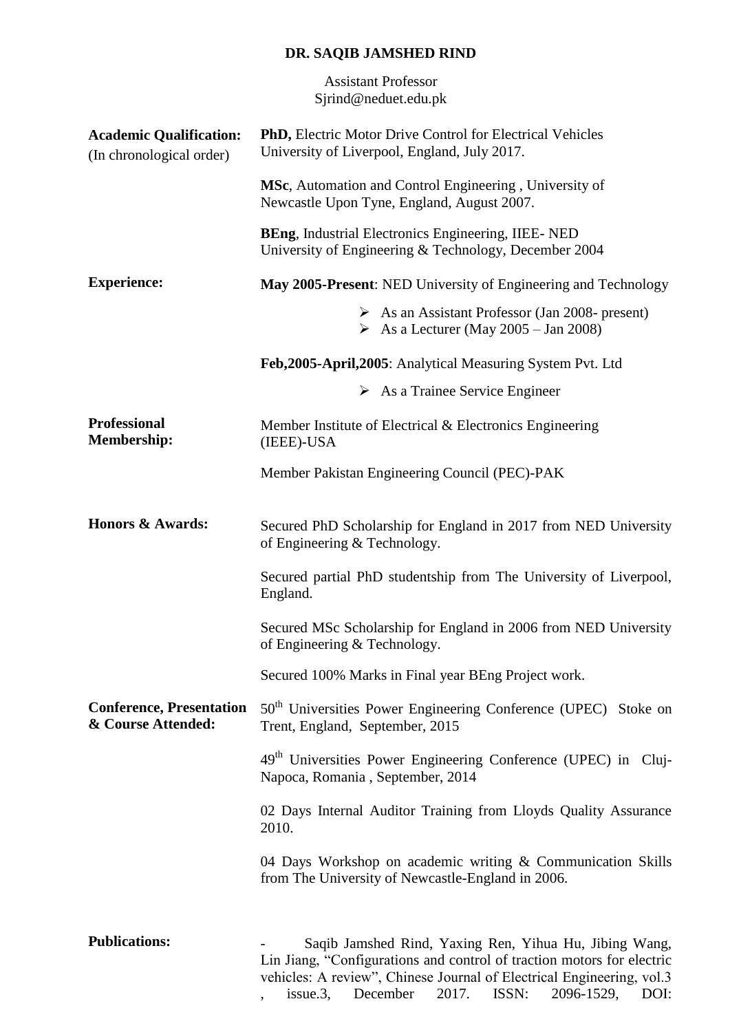# DR. SAQIB JAMSHED RIND

Assistant Professor
Sjrind@neduet.edu.pk

**Academic Qualification:**
(In chronological order)

**PhD,** Electric Motor Drive Control for Electrical Vehicles
University of Liverpool, England, July 2017.

**MSc**, Automation and Control Engineering , University of Newcastle Upon Tyne, England, August 2007.

**BEng**, Industrial Electronics Engineering, IIEE- NED University of Engineering & Technology, December 2004

**Experience:**

**May 2005-Present**: NED University of Engineering and Technology

- As an Assistant Professor (Jan 2008- present)
- As a Lecturer (May 2005 – Jan 2008)

**Feb,2005-April,2005**: Analytical Measuring System Pvt. Ltd

- As a Trainee Service Engineer

**Professional Membership:**

Member Institute of Electrical & Electronics Engineering (IEEE)-USA

Member Pakistan Engineering Council (PEC)-PAK

**Honors & Awards:**

Secured PhD Scholarship for England in 2017 from NED University of Engineering & Technology.

Secured partial PhD studentship from The University of Liverpool, England.

Secured MSc Scholarship for England in 2006 from NED University of Engineering & Technology.

Secured 100% Marks in Final year BEng Project work.

**Conference, Presentation & Course Attended:**

50th Universities Power Engineering Conference (UPEC) Stoke on Trent, England, September, 2015

49th Universities Power Engineering Conference (UPEC) in Cluj-Napoca, Romania , September, 2014

02 Days Internal Auditor Training from Lloyds Quality Assurance 2010.

04 Days Workshop on academic writing & Communication Skills from The University of Newcastle-England in 2006.

**Publications:**

- Saqib Jamshed Rind, Yaxing Ren, Yihua Hu, Jibing Wang, Lin Jiang, "Configurations and control of traction motors for electric vehicles: A review", Chinese Journal of Electrical Engineering, vol.3 , issue.3, December 2017. ISSN: 2096-1529, DOI: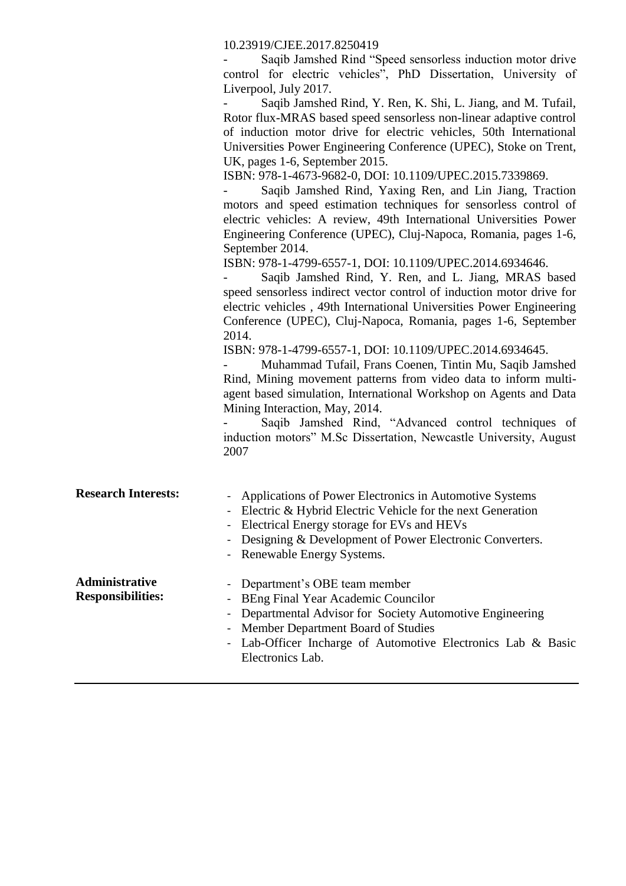10.23919/CJEE.2017.8250419

- Saqib Jamshed Rind "Speed sensorless induction motor drive control for electric vehicles", PhD Dissertation, University of Liverpool, July 2017.
- Saqib Jamshed Rind, Y. Ren, K. Shi, L. Jiang, and M. Tufail, Rotor flux-MRAS based speed sensorless non-linear adaptive control of induction motor drive for electric vehicles, 50th International Universities Power Engineering Conference (UPEC), Stoke on Trent, UK, pages 1-6, September 2015. ISBN: 978-1-4673-9682-0, DOI: 10.1109/UPEC.2015.7339869.
- Saqib Jamshed Rind, Yaxing Ren, and Lin Jiang, Traction motors and speed estimation techniques for sensorless control of electric vehicles: A review, 49th International Universities Power Engineering Conference (UPEC), Cluj-Napoca, Romania, pages 1-6, September 2014. ISBN: 978-1-4799-6557-1, DOI: 10.1109/UPEC.2014.6934646.
- Saqib Jamshed Rind, Y. Ren, and L. Jiang, MRAS based speed sensorless indirect vector control of induction motor drive for electric vehicles , 49th International Universities Power Engineering Conference (UPEC), Cluj-Napoca, Romania, pages 1-6, September 2014. ISBN: 978-1-4799-6557-1, DOI: 10.1109/UPEC.2014.6934645.
- Muhammad Tufail, Frans Coenen, Tintin Mu, Saqib Jamshed Rind, Mining movement patterns from video data to inform multi-agent based simulation, International Workshop on Agents and Data Mining Interaction, May, 2014.
- Saqib Jamshed Rind, "Advanced control techniques of induction motors" M.Sc Dissertation, Newcastle University, August 2007

**Research Interests:**

- Applications of Power Electronics in Automotive Systems
- Electric & Hybrid Electric Vehicle for the next Generation
- Electrical Energy storage for EVs and HEVs
- Designing & Development of Power Electronic Converters.
- Renewable Energy Systems.

**Administrative Responsibilities:**

- Department's OBE team member
- BEng Final Year Academic Councilor
- Departmental Advisor for Society Automotive Engineering
- Member Department Board of Studies
- Lab-Officer Incharge of Automotive Electronics Lab & Basic Electronics Lab.